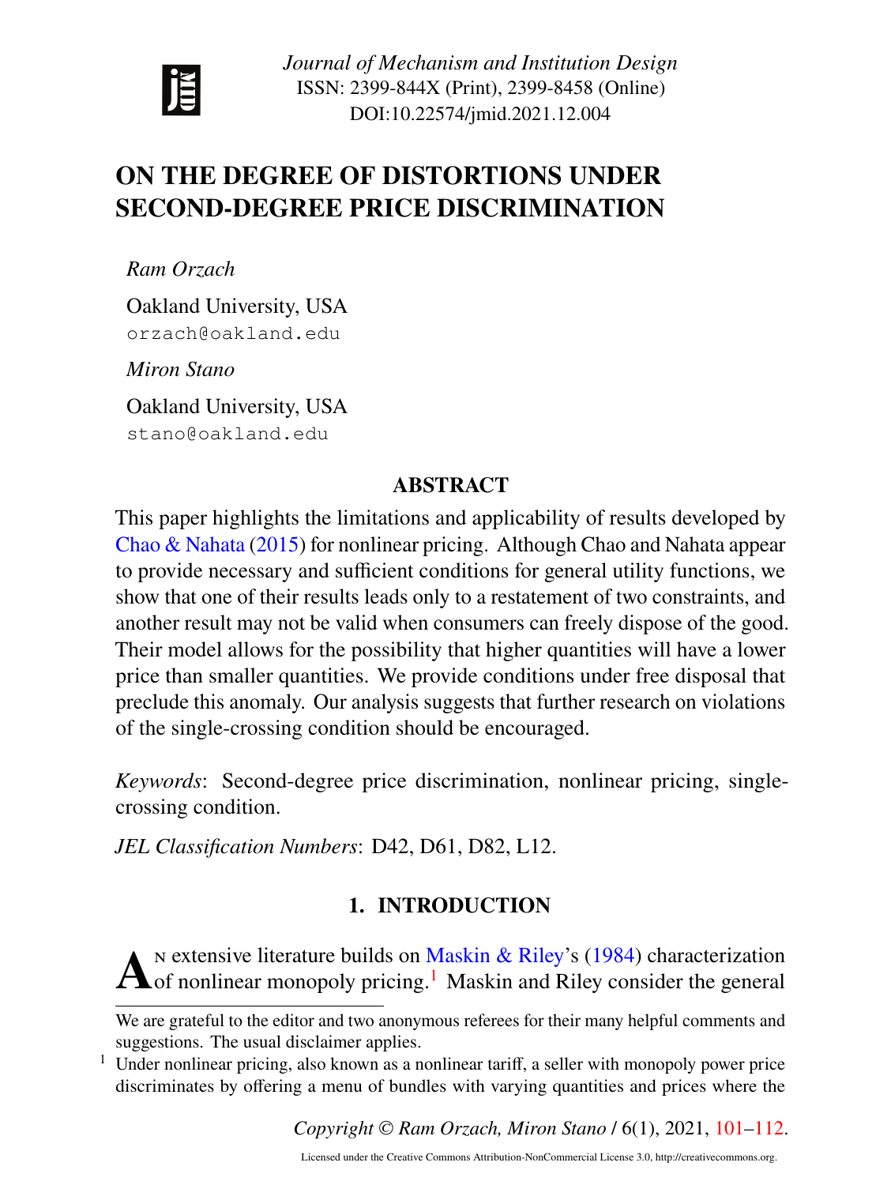*Journal of Mechanism and Institution Design*
ISSN: 2399-844X (Print), 2399-8458 (Online)
DOI:10.22574/jmid.2021.12.004

# ON THE DEGREE OF DISTORTIONS UNDER SECOND-DEGREE PRICE DISCRIMINATION

*Ram Orzach*

Oakland University, USA
orzach@oakland.edu

*Miron Stano*

Oakland University, USA
stano@oakland.edu

## ABSTRACT

This paper highlights the limitations and applicability of results developed by Chao & Nahata (2015) for nonlinear pricing. Although Chao and Nahata appear to provide necessary and sufficient conditions for general utility functions, we show that one of their results leads only to a restatement of two constraints, and another result may not be valid when consumers can freely dispose of the good. Their model allows for the possibility that higher quantities will have a lower price than smaller quantities. We provide conditions under free disposal that preclude this anomaly. Our analysis suggests that further research on violations of the single-crossing condition should be encouraged.

*Keywords*: Second-degree price discrimination, nonlinear pricing, single-crossing condition.

*JEL Classification Numbers*: D42, D61, D82, L12.

## 1. INTRODUCTION

An extensive literature builds on Maskin & Riley's (1984) characterization of nonlinear monopoly pricing.[1] Maskin and Riley consider the general

We are grateful to the editor and two anonymous referees for their many helpful comments and suggestions. The usual disclaimer applies.

[1] Under nonlinear pricing, also known as a nonlinear tariff, a seller with monopoly power price discriminates by offering a menu of bundles with varying quantities and prices where the

Licensed under the Creative Commons Attribution-NonCommercial License 3.0, http://creativecommons.org.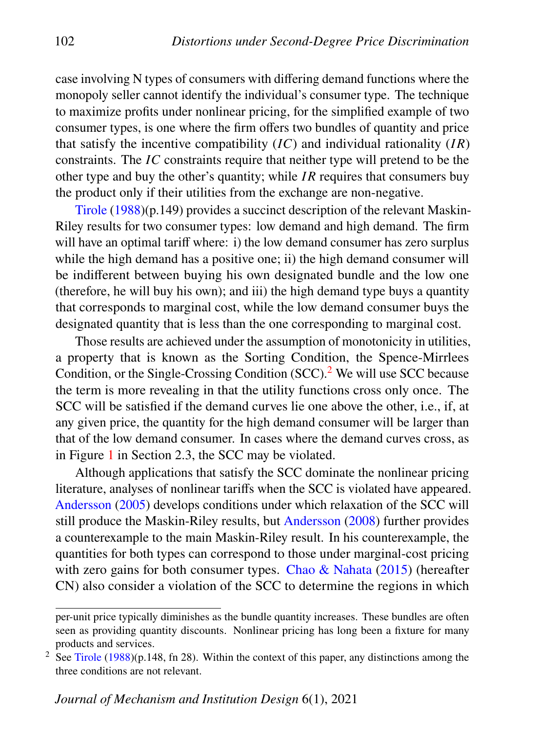case involving N types of consumers with differing demand functions where the monopoly seller cannot identify the individual's consumer type. The technique to maximize profits under nonlinear pricing, for the simplified example of two consumer types, is one where the firm offers two bundles of quantity and price that satisfy the incentive compatibility ($IC$) and individual rationality ($IR$) constraints. The $IC$ constraints require that neither type will pretend to be the other type and buy the other's quantity; while $IR$ requires that consumers buy the product only if their utilities from the exchange are non-negative.

Tirole (1988)(p.149) provides a succinct description of the relevant Maskin-Riley results for two consumer types: low demand and high demand. The firm will have an optimal tariff where: i) the low demand consumer has zero surplus while the high demand has a positive one; ii) the high demand consumer will be indifferent between buying his own designated bundle and the low one (therefore, he will buy his own); and iii) the high demand type buys a quantity that corresponds to marginal cost, while the low demand consumer buys the designated quantity that is less than the one corresponding to marginal cost.

Those results are achieved under the assumption of monotonicity in utilities, a property that is known as the Sorting Condition, the Spence-Mirrlees Condition, or the Single-Crossing Condition (SCC).[2] We will use SCC because the term is more revealing in that the utility functions cross only once. The SCC will be satisfied if the demand curves lie one above the other, i.e., if, at any given price, the quantity for the high demand consumer will be larger than that of the low demand consumer. In cases where the demand curves cross, as in Figure 1 in Section 2.3, the SCC may be violated.

Although applications that satisfy the SCC dominate the nonlinear pricing literature, analyses of nonlinear tariffs when the SCC is violated have appeared. Andersson (2005) develops conditions under which relaxation of the SCC will still produce the Maskin-Riley results, but Andersson (2008) further provides a counterexample to the main Maskin-Riley result. In his counterexample, the quantities for both types can correspond to those under marginal-cost pricing with zero gains for both consumer types. Chao & Nahata (2015) (hereafter CN) also consider a violation of the SCC to determine the regions in which

per-unit price typically diminishes as the bundle quantity increases. These bundles are often seen as providing quantity discounts. Nonlinear pricing has long been a fixture for many products and services.

[2] See Tirole (1988)(p.148, fn 28). Within the context of this paper, any distinctions among the three conditions are not relevant.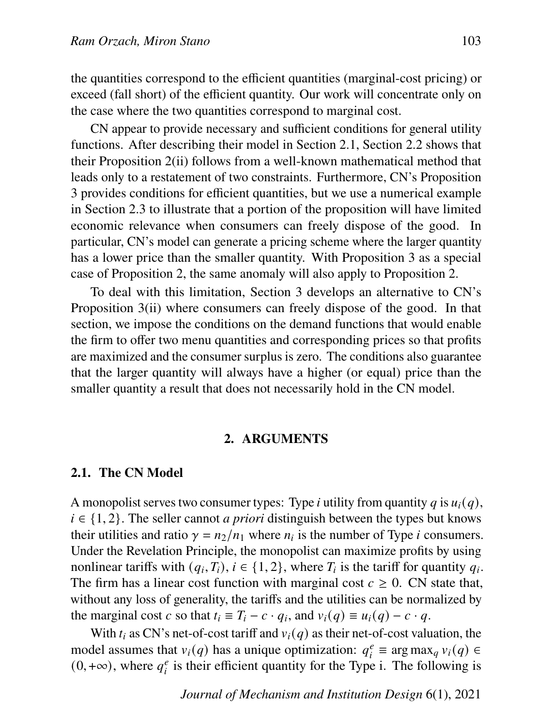the quantities correspond to the efficient quantities (marginal-cost pricing) or exceed (fall short) of the efficient quantity. Our work will concentrate only on the case where the two quantities correspond to marginal cost.

CN appear to provide necessary and sufficient conditions for general utility functions. After describing their model in Section 2.1, Section 2.2 shows that their Proposition 2(ii) follows from a well-known mathematical method that leads only to a restatement of two constraints. Furthermore, CN's Proposition 3 provides conditions for efficient quantities, but we use a numerical example in Section 2.3 to illustrate that a portion of the proposition will have limited economic relevance when consumers can freely dispose of the good. In particular, CN's model can generate a pricing scheme where the larger quantity has a lower price than the smaller quantity. With Proposition 3 as a special case of Proposition 2, the same anomaly will also apply to Proposition 2.

To deal with this limitation, Section 3 develops an alternative to CN's Proposition 3(ii) where consumers can freely dispose of the good. In that section, we impose the conditions on the demand functions that would enable the firm to offer two menu quantities and corresponding prices so that profits are maximized and the consumer surplus is zero. The conditions also guarantee that the larger quantity will always have a higher (or equal) price than the smaller quantity a result that does not necessarily hold in the CN model.

## 2. ARGUMENTS

### 2.1. The CN Model

A monopolist serves two consumer types: Type $i$ utility from quantity $q$ is $u_i(q)$, $i \in \{1, 2\}$. The seller cannot *a priori* distinguish between the types but knows their utilities and ratio $\gamma = n_2/n_1$ where $n_i$ is the number of Type $i$ consumers. Under the Revelation Principle, the monopolist can maximize profits by using nonlinear tariffs with $(q_i, T_i)$, $i \in \{1, 2\}$, where $T_i$ is the tariff for quantity $q_i$. The firm has a linear cost function with marginal cost $c \geq 0$. CN state that, without any loss of generality, the tariffs and the utilities can be normalized by the marginal cost $c$ so that $t_i \equiv T_i - c \cdot q_i$, and $v_i(q) \equiv u_i(q) - c \cdot q$.

With $t_i$ as CN's net-of-cost tariff and $v_i(q)$ as their net-of-cost valuation, the model assumes that $v_i(q)$ has a unique optimization: $q_i^e \equiv \arg\max_q v_i(q) \in (0, +\infty)$, where $q_i^e$ is their efficient quantity for the Type i. The following is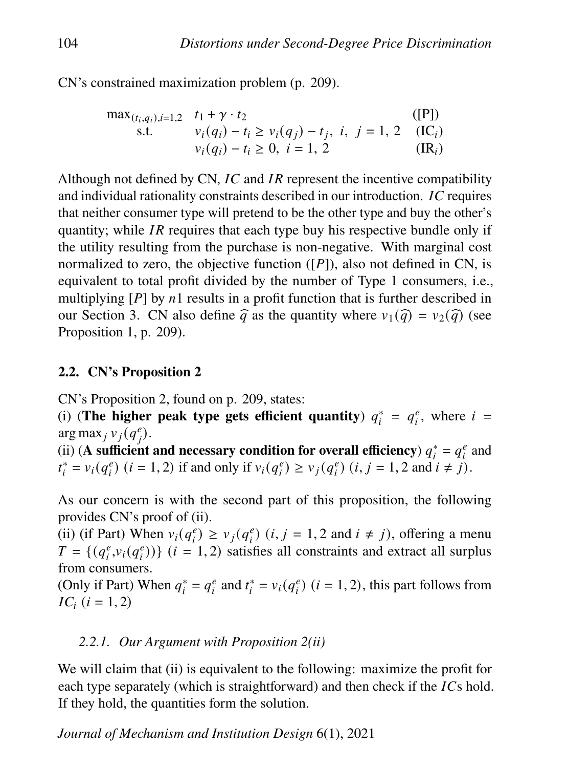CN's constrained maximization problem (p. 209).

$$
\begin{array}{lll}
\max_{(t_i, q_i), i=1,2} & t_1 + \gamma \cdot t_2 & ([\mathrm{P}]) \\
\text{s.t.} & v_i(q_i) - t_i \geq v_i(q_j) - t_j, \; i, \; j = 1, 2 & (\mathrm{IC}_i) \\
& v_i(q_i) - t_i \geq 0, \; i = 1, 2 & (\mathrm{IR}_i)
\end{array}
$$

Although not defined by CN, $IC$ and $IR$ represent the incentive compatibility and individual rationality constraints described in our introduction. $IC$ requires that neither consumer type will pretend to be the other type and buy the other's quantity; while $IR$ requires that each type buy his respective bundle only if the utility resulting from the purchase is non-negative. With marginal cost normalized to zero, the objective function ($[P]$), also not defined in CN, is equivalent to total profit divided by the number of Type 1 consumers, i.e., multiplying $[P]$ by $n1$ results in a profit function that is further described in our Section 3. CN also define $\widehat{q}$ as the quantity where $v_1(\widehat{q}) = v_2(\widehat{q})$ (see Proposition 1, p. 209).

## 2.2. CN's Proposition 2

CN's Proposition 2, found on p. 209, states:

(i) (**The higher peak type gets efficient quantity**) $q_i^* = q_i^e$, where $i = \arg\max_j v_j(q_j^e)$.

(ii) (**A sufficient and necessary condition for overall efficiency**) $q_i^* = q_i^e$ and $t_i^* = v_i(q_i^e)$ $(i = 1, 2)$ if and only if $v_i(q_i^e) \geq v_j(q_i^e)$ $(i, j = 1, 2$ and $i \neq j)$.

As our concern is with the second part of this proposition, the following provides CN's proof of (ii).

(ii) (if Part) When $v_i(q_i^e) \geq v_j(q_i^e)$ $(i, j = 1, 2$ and $i \neq j)$, offering a menu $T = \{(q_i^e, v_i(q_i^e))\}$ $(i = 1, 2)$ satisfies all constraints and extract all surplus from consumers.

(Only if Part) When $q_i^* = q_i^e$ and $t_i^* = v_i(q_i^e)$ $(i = 1, 2)$, this part follows from $IC_i$ $(i = 1, 2)$

### 2.2.1. *Our Argument with Proposition 2(ii)*

We will claim that (ii) is equivalent to the following: maximize the profit for each type separately (which is straightforward) and then check if the $IC$s hold. If they hold, the quantities form the solution.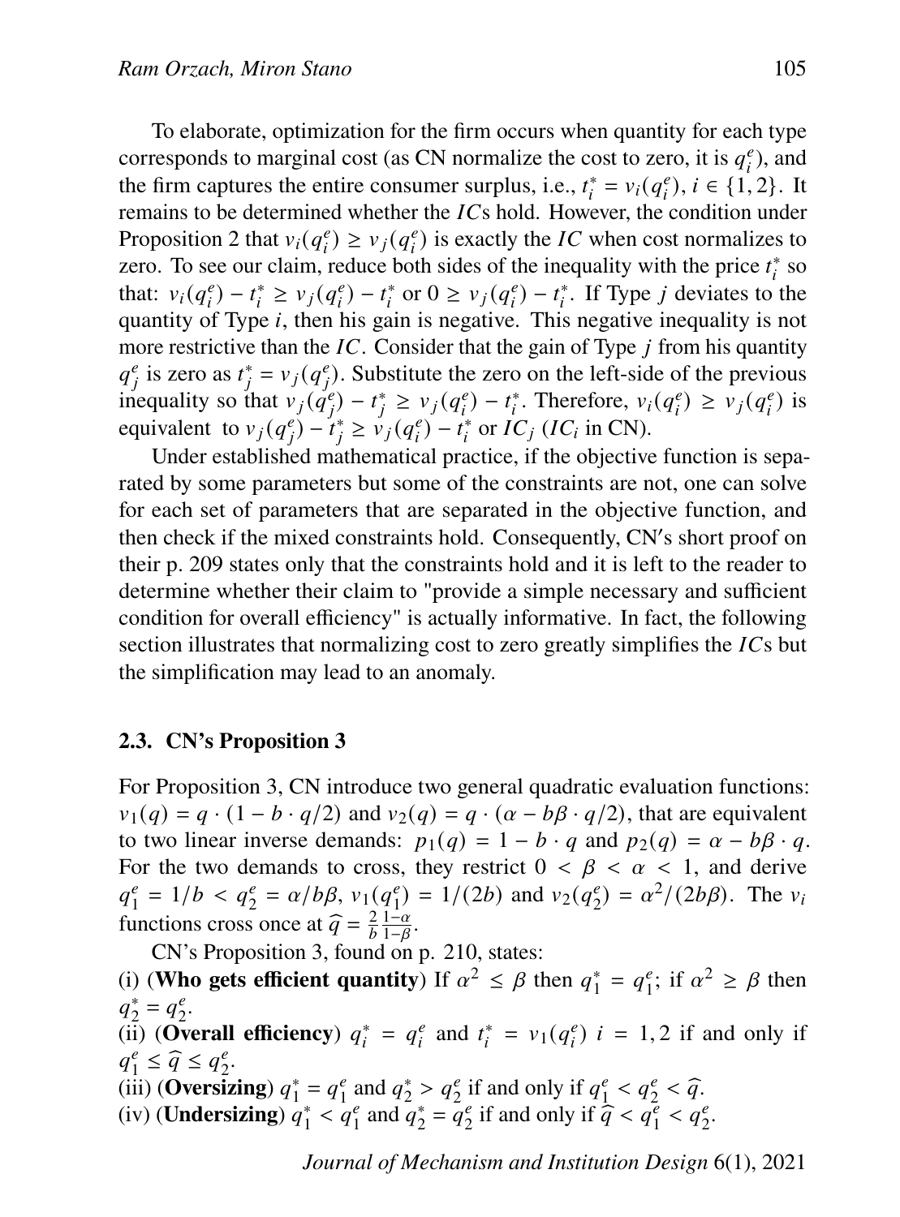To elaborate, optimization for the firm occurs when quantity for each type corresponds to marginal cost (as CN normalize the cost to zero, it is $q_i^e$), and the firm captures the entire consumer surplus, i.e., $t_i^* = v_i(q_i^e)$, $i \in \{1, 2\}$. It remains to be determined whether the $IC$s hold. However, the condition under Proposition 2 that $v_i(q_i^e) \geq v_j(q_i^e)$ is exactly the $IC$ when cost normalizes to zero. To see our claim, reduce both sides of the inequality with the price $t_i^*$ so that: $v_i(q_i^e) - t_i^* \geq v_j(q_i^e) - t_i^*$ or $0 \geq v_j(q_i^e) - t_i^*$. If Type $j$ deviates to the quantity of Type $i$, then his gain is negative. This negative inequality is not more restrictive than the $IC$. Consider that the gain of Type $j$ from his quantity $q_j^e$ is zero as $t_j^* = v_j(q_j^e)$. Substitute the zero on the left-side of the previous inequality so that $v_j(q_j^e) - t_j^* \geq v_j(q_i^e) - t_i^*$. Therefore, $v_i(q_i^e) \geq v_j(q_i^e)$ is equivalent to $v_j(q_j^e) - t_j^* \geq v_j(q_i^e) - t_i^*$ or $IC_j$ ($IC_i$ in CN).

Under established mathematical practice, if the objective function is separated by some parameters but some of the constraints are not, one can solve for each set of parameters that are separated in the objective function, and then check if the mixed constraints hold. Consequently, CN's short proof on their p. 209 states only that the constraints hold and it is left to the reader to determine whether their claim to "provide a simple necessary and sufficient condition for overall efficiency" is actually informative. In fact, the following section illustrates that normalizing cost to zero greatly simplifies the $IC$s but the simplification may lead to an anomaly.

### 2.3. CN's Proposition 3

For Proposition 3, CN introduce two general quadratic evaluation functions: $v_1(q) = q \cdot (1 - b \cdot q/2)$ and $v_2(q) = q \cdot (\alpha - b\beta \cdot q/2)$, that are equivalent to two linear inverse demands: $p_1(q) = 1 - b \cdot q$ and $p_2(q) = \alpha - b\beta \cdot q$. For the two demands to cross, they restrict $0 < \beta < \alpha < 1$, and derive $q_1^e = 1/b < q_2^e = \alpha/b\beta$, $v_1(q_1^e) = 1/(2b)$ and $v_2(q_2^e) = \alpha^2/(2b\beta)$. The $v_i$ functions cross once at $\widehat{q} = \frac{2}{b}\frac{1-\alpha}{1-\beta}$.

CN's Proposition 3, found on p. 210, states:

(i) (**Who gets efficient quantity**) If $\alpha^2 \leq \beta$ then $q_1^* = q_1^e$; if $\alpha^2 \geq \beta$ then $q_2^* = q_2^e$.

(ii) (**Overall efficiency**) $q_i^* = q_i^e$ and $t_i^* = v_1(q_i^e)$ $i = 1, 2$ if and only if $q_1^e \leq \widehat{q} \leq q_2^e$.

(iii) (**Oversizing**) $q_1^* = q_1^e$ and $q_2^* > q_2^e$ if and only if $q_1^e < q_2^e < \widehat{q}$.

(iv) (**Undersizing**) $q_1^* < q_1^e$ and $q_2^* = q_2^e$ if and only if $\widehat{q} < q_1^e < q_2^e$.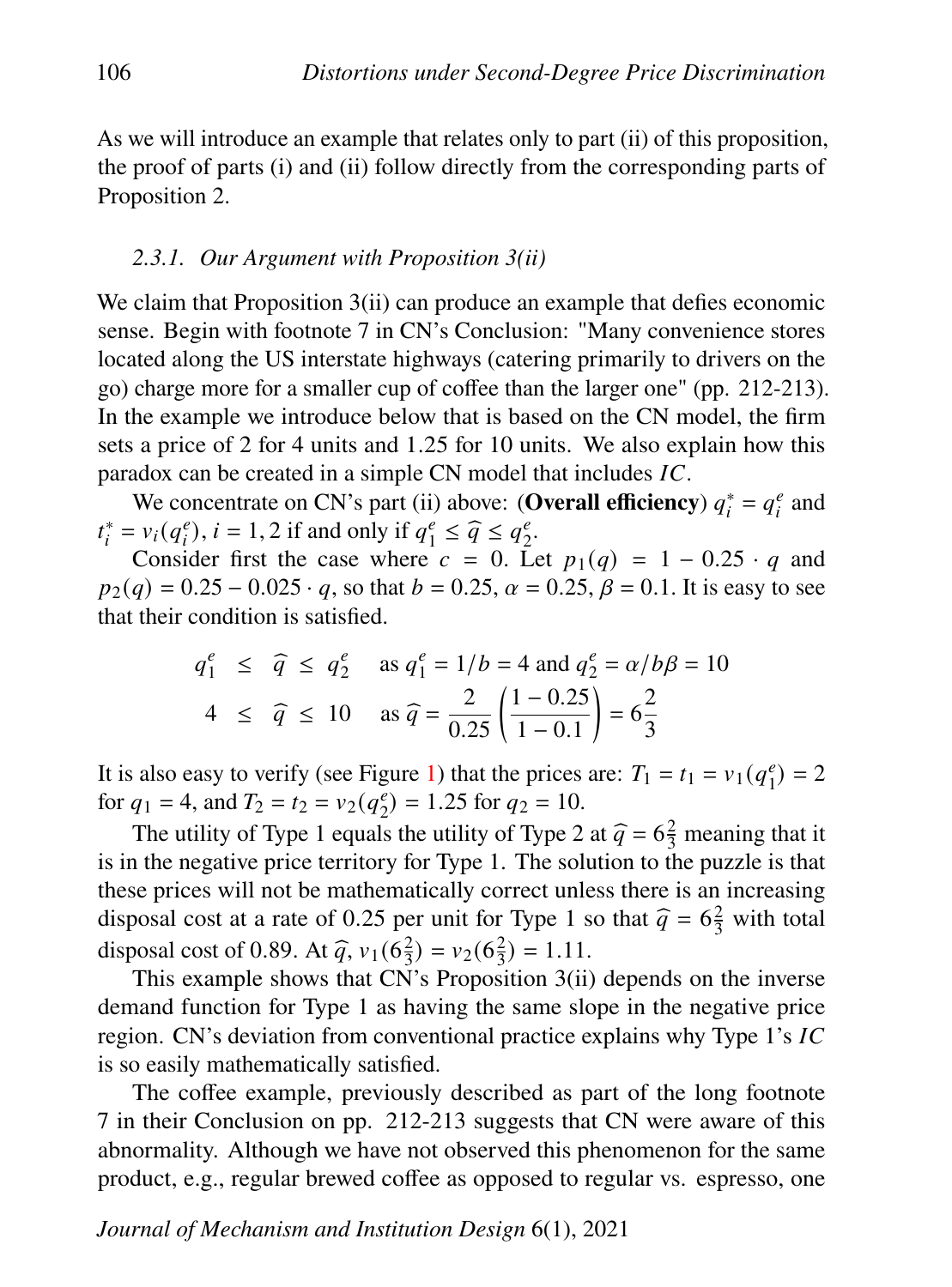As we will introduce an example that relates only to part (ii) of this proposition, the proof of parts (i) and (ii) follow directly from the corresponding parts of Proposition 2.

### *2.3.1. Our Argument with Proposition 3(ii)*

We claim that Proposition 3(ii) can produce an example that defies economic sense. Begin with footnote 7 in CN's Conclusion: "Many convenience stores located along the US interstate highways (catering primarily to drivers on the go) charge more for a smaller cup of coffee than the larger one" (pp. 212-213). In the example we introduce below that is based on the CN model, the firm sets a price of 2 for 4 units and 1.25 for 10 units. We also explain how this paradox can be created in a simple CN model that includes $IC$.

We concentrate on CN's part (ii) above: (**Overall efficiency**) $q_i^* = q_i^e$ and $t_i^* = v_i(q_i^e)$, $i = 1, 2$ if and only if $q_1^e \leq \widehat{q} \leq q_2^e$.

Consider first the case where $c = 0$. Let $p_1(q) = 1 - 0.25 \cdot q$ and $p_2(q) = 0.25 - 0.025 \cdot q$, so that $b = 0.25$, $\alpha = 0.25$, $\beta = 0.1$. It is easy to see that their condition is satisfied.

$$
\begin{array}{ccccl}
q_1^e & \leq & \widehat{q} \leq & q_2^e & \text{as } q_1^e = 1/b = 4 \text{ and } q_2^e = \alpha/b\beta = 10 \\
4 & \leq & \widehat{q} \leq & 10 & \text{as } \widehat{q} = \dfrac{2}{0.25}\left(\dfrac{1-0.25}{1-0.1}\right) = 6\dfrac{2}{3}
\end{array}
$$

It is also easy to verify (see Figure 1) that the prices are: $T_1 = t_1 = v_1(q_1^e) = 2$ for $q_1 = 4$, and $T_2 = t_2 = v_2(q_2^e) = 1.25$ for $q_2 = 10$.

The utility of Type 1 equals the utility of Type 2 at $\widehat{q} = 6\frac{2}{3}$ meaning that it is in the negative price territory for Type 1. The solution to the puzzle is that these prices will not be mathematically correct unless there is an increasing disposal cost at a rate of 0.25 per unit for Type 1 so that $\widehat{q} = 6\frac{2}{3}$ with total disposal cost of 0.89. At $\widehat{q}$, $v_1(6\frac{2}{3}) = v_2(6\frac{2}{3}) = 1.11$.

This example shows that CN's Proposition 3(ii) depends on the inverse demand function for Type 1 as having the same slope in the negative price region. CN's deviation from conventional practice explains why Type 1's $IC$ is so easily mathematically satisfied.

The coffee example, previously described as part of the long footnote 7 in their Conclusion on pp. 212-213 suggests that CN were aware of this abnormality. Although we have not observed this phenomenon for the same product, e.g., regular brewed coffee as opposed to regular vs. espresso, one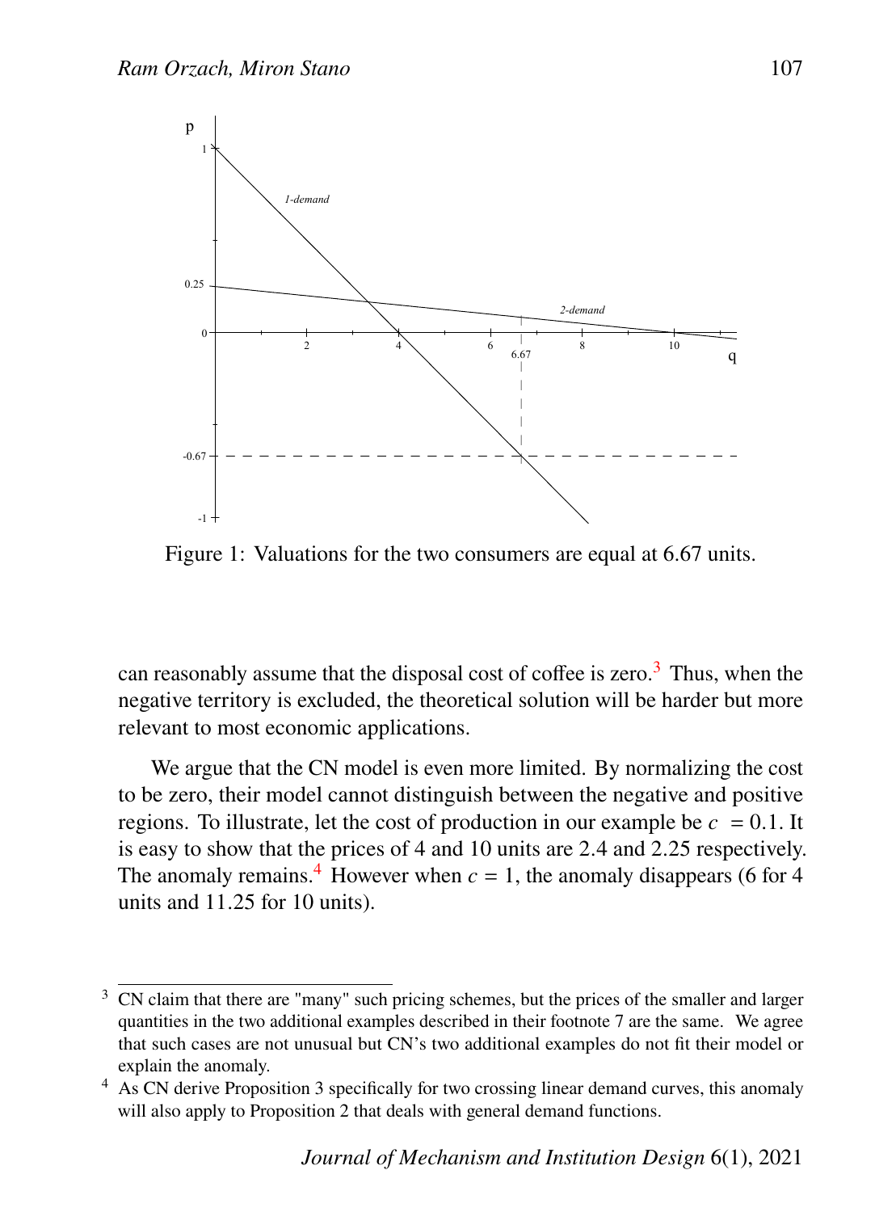p

1

1-demand

0.25

2-demand

0

2

4

6

6.67

8

10

q

-0.67

-1

Figure 1: Valuations for the two consumers are equal at 6.67 units.

can reasonably assume that the disposal cost of coffee is zero.[3] Thus, when the negative territory is excluded, the theoretical solution will be harder but more relevant to most economic applications.

We argue that the CN model is even more limited. By normalizing the cost to be zero, their model cannot distinguish between the negative and positive regions. To illustrate, let the cost of production in our example be $c = 0.1$. It is easy to show that the prices of 4 and 10 units are 2.4 and 2.25 respectively. The anomaly remains.[4] However when $c = 1$, the anomaly disappears (6 for 4 units and 11.25 for 10 units).

---

[3] CN claim that there are "many" such pricing schemes, but the prices of the smaller and larger quantities in the two additional examples described in their footnote 7 are the same. We agree that such cases are not unusual but CN's two additional examples do not fit their model or explain the anomaly.

[4] As CN derive Proposition 3 specifically for two crossing linear demand curves, this anomaly will also apply to Proposition 2 that deals with general demand functions.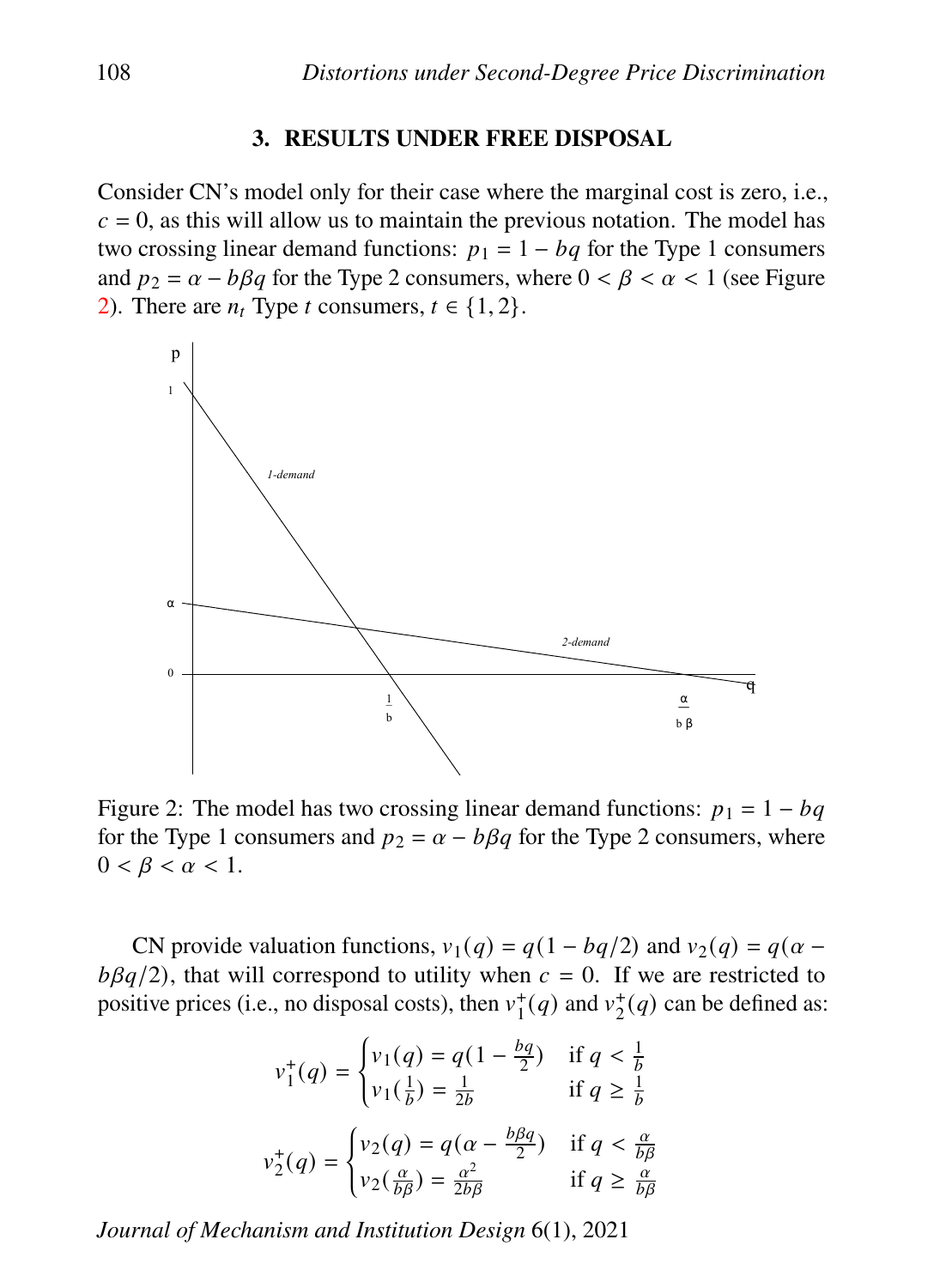## 3. RESULTS UNDER FREE DISPOSAL

Consider CN's model only for their case where the marginal cost is zero, i.e., $c = 0$, as this will allow us to maintain the previous notation. The model has two crossing linear demand functions: $p_1 = 1 - bq$ for the Type 1 consumers and $p_2 = \alpha - b\beta q$ for the Type 2 consumers, where $0 < \beta < \alpha < 1$ (see Figure 2). There are $n_t$ Type $t$ consumers, $t \in \{1, 2\}$.

p

1

1-demand

α

2-demand

0

q

1

b

α

b β

Figure 2: The model has two crossing linear demand functions: $p_1 = 1 - bq$ for the Type 1 consumers and $p_2 = \alpha - b\beta q$ for the Type 2 consumers, where $0 < \beta < \alpha < 1$.

CN provide valuation functions, $v_1(q) = q(1 - bq/2)$ and $v_2(q) = q(\alpha - b\beta q/2)$, that will correspond to utility when $c = 0$. If we are restricted to positive prices (i.e., no disposal costs), then $v_1^+(q)$ and $v_2^+(q)$ can be defined as:

$$v_1^+(q) = \begin{cases} v_1(q) = q(1 - \frac{bq}{2}) & \text{if } q < \frac{1}{b} \\ v_1(\frac{1}{b}) = \frac{1}{2b} & \text{if } q \geq \frac{1}{b} \end{cases}$$

$$v_2^+(q) = \begin{cases} v_2(q) = q(\alpha - \frac{b\beta q}{2}) & \text{if } q < \frac{\alpha}{b\beta} \\ v_2(\frac{\alpha}{b\beta}) = \frac{\alpha^2}{2b\beta} & \text{if } q \geq \frac{\alpha}{b\beta} \end{cases}$$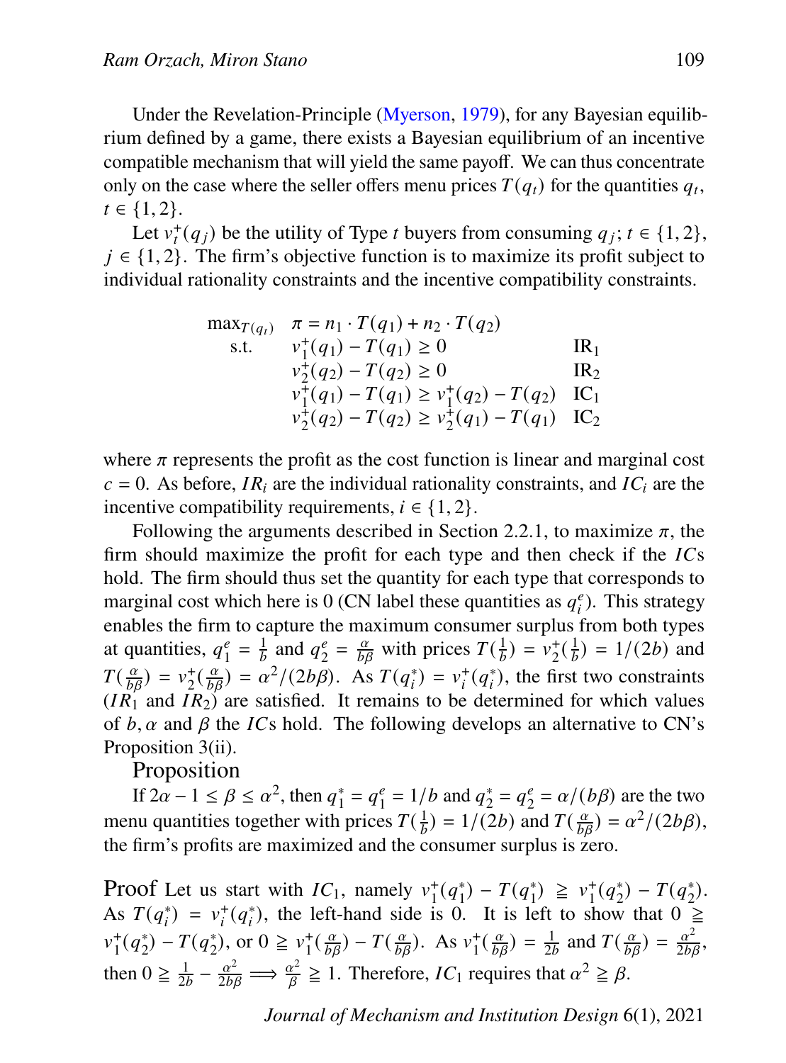Under the Revelation-Principle (Myerson, 1979), for any Bayesian equilibrium defined by a game, there exists a Bayesian equilibrium of an incentive compatible mechanism that will yield the same payoff. We can thus concentrate only on the case where the seller offers menu prices $T(q_t)$ for the quantities $q_t$, $t \in \{1, 2\}$.

Let $v_t^+(q_j)$ be the utility of Type $t$ buyers from consuming $q_j$; $t \in \{1, 2\}$, $j \in \{1, 2\}$. The firm's objective function is to maximize its profit subject to individual rationality constraints and the incentive compatibility constraints.

$$
\begin{array}{lll}
\max_{T(q_t)} & \pi = n_1 \cdot T(q_1) + n_2 \cdot T(q_2) & \\
\text{s.t.} & v_1^+(q_1) - T(q_1) \geq 0 & \text{IR}_1 \\
& v_2^+(q_2) - T(q_2) \geq 0 & \text{IR}_2 \\
& v_1^+(q_1) - T(q_1) \geq v_1^+(q_2) - T(q_2) & \text{IC}_1 \\
& v_2^+(q_2) - T(q_2) \geq v_2^+(q_1) - T(q_1) & \text{IC}_2
\end{array}
$$

where $\pi$ represents the profit as the cost function is linear and marginal cost $c = 0$. As before, $IR_i$ are the individual rationality constraints, and $IC_i$ are the incentive compatibility requirements, $i \in \{1, 2\}$.

Following the arguments described in Section 2.2.1, to maximize $\pi$, the firm should maximize the profit for each type and then check if the $IC$s hold. The firm should thus set the quantity for each type that corresponds to marginal cost which here is 0 (CN label these quantities as $q_i^e$). This strategy enables the firm to capture the maximum consumer surplus from both types at quantities, $q_1^e = \frac{1}{b}$ and $q_2^e = \frac{\alpha}{b\beta}$ with prices $T(\frac{1}{b}) = v_2^+(\frac{1}{b}) = 1/(2b)$ and $T(\frac{\alpha}{b\beta}) = v_2^+(\frac{\alpha}{b\beta}) = \alpha^2/(2b\beta)$. As $T(q_i^*) = v_i^+(q_i^*)$, the first two constraints ($IR_1$ and $IR_2$) are satisfied. It remains to be determined for which values of $b, \alpha$ and $\beta$ the $IC$s hold. The following develops an alternative to CN's Proposition 3(ii).

**Proposition**

If $2\alpha - 1 \leq \beta \leq \alpha^2$, then $q_1^* = q_1^e = 1/b$ and $q_2^* = q_2^e = \alpha/(b\beta)$ are the two menu quantities together with prices $T(\frac{1}{b}) = 1/(2b)$ and $T(\frac{\alpha}{b\beta}) = \alpha^2/(2b\beta)$, the firm's profits are maximized and the consumer surplus is zero.

**Proof** Let us start with $IC_1$, namely $v_1^+(q_1^*) - T(q_1^*) \geqq v_1^+(q_2^*) - T(q_2^*)$. As $T(q_i^*) = v_i^+(q_i^*)$, the left-hand side is 0. It is left to show that $0 \geqq v_1^+(q_2^*) - T(q_2^*)$, or $0 \geqq v_1^+(\frac{\alpha}{b\beta}) - T(\frac{\alpha}{b\beta})$. As $v_1^+(\frac{\alpha}{b\beta}) = \frac{1}{2b}$ and $T(\frac{\alpha}{b\beta}) = \frac{\alpha^2}{2b\beta}$, then $0 \geqq \frac{1}{2b} - \frac{\alpha^2}{2b\beta} \Longrightarrow \frac{\alpha^2}{\beta} \geqq 1$. Therefore, $IC_1$ requires that $\alpha^2 \geqq \beta$.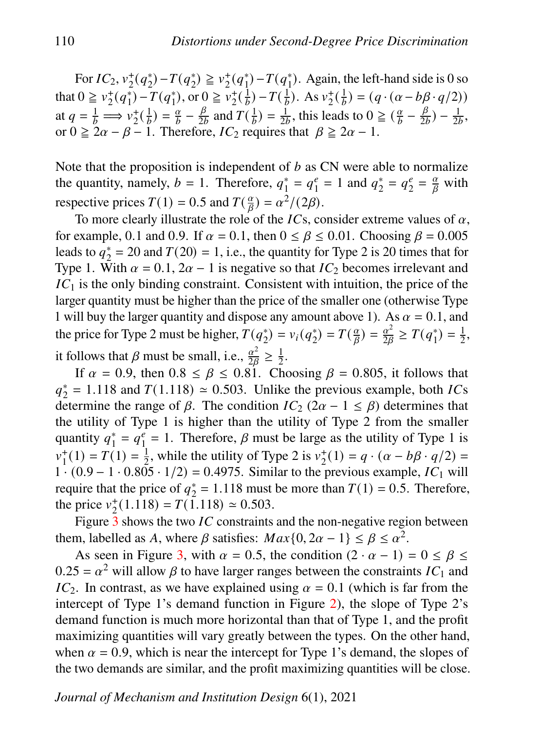For $IC_2$, $v_2^+(q_2^*) - T(q_2^*) \geqq v_2^+(q_1^*) - T(q_1^*)$. Again, the left-hand side is 0 so that $0 \geqq v_2^+(q_1^*) - T(q_1^*)$, or $0 \geqq v_2^+(\frac{1}{b}) - T(\frac{1}{b})$. As $v_2^+(\frac{1}{b}) = (q \cdot (\alpha - b\beta \cdot q/2))$ at $q = \frac{1}{b} \Longrightarrow v_2^+(\frac{1}{b}) = \frac{\alpha}{b} - \frac{\beta}{2b}$ and $T(\frac{1}{b}) = \frac{1}{2b}$, this leads to $0 \geqq (\frac{\alpha}{b} - \frac{\beta}{2b}) - \frac{1}{2b}$, or $0 \geqq 2\alpha - \beta - 1$. Therefore, $IC_2$ requires that $\beta \geqq 2\alpha - 1$.

Note that the proposition is independent of $b$ as CN were able to normalize the quantity, namely, $b = 1$. Therefore, $q_1^* = q_1^e = 1$ and $q_2^* = q_2^e = \frac{\alpha}{\beta}$ with respective prices $T(1) = 0.5$ and $T(\frac{\alpha}{\beta}) = \alpha^2/(2\beta)$.

To more clearly illustrate the role of the $IC$s, consider extreme values of $\alpha$, for example, 0.1 and 0.9. If $\alpha = 0.1$, then $0 \leq \beta \leq 0.01$. Choosing $\beta = 0.005$ leads to $q_2^* = 20$ and $T(20) = 1$, i.e., the quantity for Type 2 is 20 times that for Type 1. With $\alpha = 0.1$, $2\alpha - 1$ is negative so that $IC_2$ becomes irrelevant and $IC_1$ is the only binding constraint. Consistent with intuition, the price of the larger quantity must be higher than the price of the smaller one (otherwise Type 1 will buy the larger quantity and dispose any amount above 1). As $\alpha = 0.1$, and the price for Type 2 must be higher, $T(q_2^*) = v_i(q_2^*) = T(\frac{\alpha}{\beta}) = \frac{\alpha^2}{2\beta} \geq T(q_1^*) = \frac{1}{2}$, it follows that $\beta$ must be small, i.e., $\frac{\alpha^2}{2\beta} \geq \frac{1}{2}$.

If $\alpha = 0.9$, then $0.8 \leq \beta \leq 0.81$. Choosing $\beta = 0.805$, it follows that $q_2^* = 1.118$ and $T(1.118) \simeq 0.503$. Unlike the previous example, both $IC$s determine the range of $\beta$. The condition $IC_2$ ($2\alpha - 1 \leq \beta$) determines that the utility of Type 1 is higher than the utility of Type 2 from the smaller quantity $q_1^* = q_1^e = 1$. Therefore, $\beta$ must be large as the utility of Type 1 is $v_1^+(1) = T(1) = \frac{1}{2}$, while the utility of Type 2 is $v_2^+(1) = q \cdot (\alpha - b\beta \cdot q/2) = 1 \cdot (0.9 - 1 \cdot 0.805 \cdot 1/2) = 0.4975$. Similar to the previous example, $IC_1$ will require that the price of $q_2^* = 1.118$ must be more than $T(1) = 0.5$. Therefore, the price $v_2^+(1.118) = T(1.118) \simeq 0.503$.

Figure 3 shows the two $IC$ constraints and the non-negative region between them, labelled as $A$, where $\beta$ satisfies: $Max\{0, 2\alpha - 1\} \leq \beta \leq \alpha^2$.

As seen in Figure 3, with $\alpha = 0.5$, the condition $(2 \cdot \alpha - 1) = 0 \leq \beta \leq 0.25 = \alpha^2$ will allow $\beta$ to have larger ranges between the constraints $IC_1$ and $IC_2$. In contrast, as we have explained using $\alpha = 0.1$ (which is far from the intercept of Type 1's demand function in Figure 2), the slope of Type 2's demand function is much more horizontal than that of Type 1, and the profit maximizing quantities will vary greatly between the types. On the other hand, when $\alpha = 0.9$, which is near the intercept for Type 1's demand, the slopes of the two demands are similar, and the profit maximizing quantities will be close.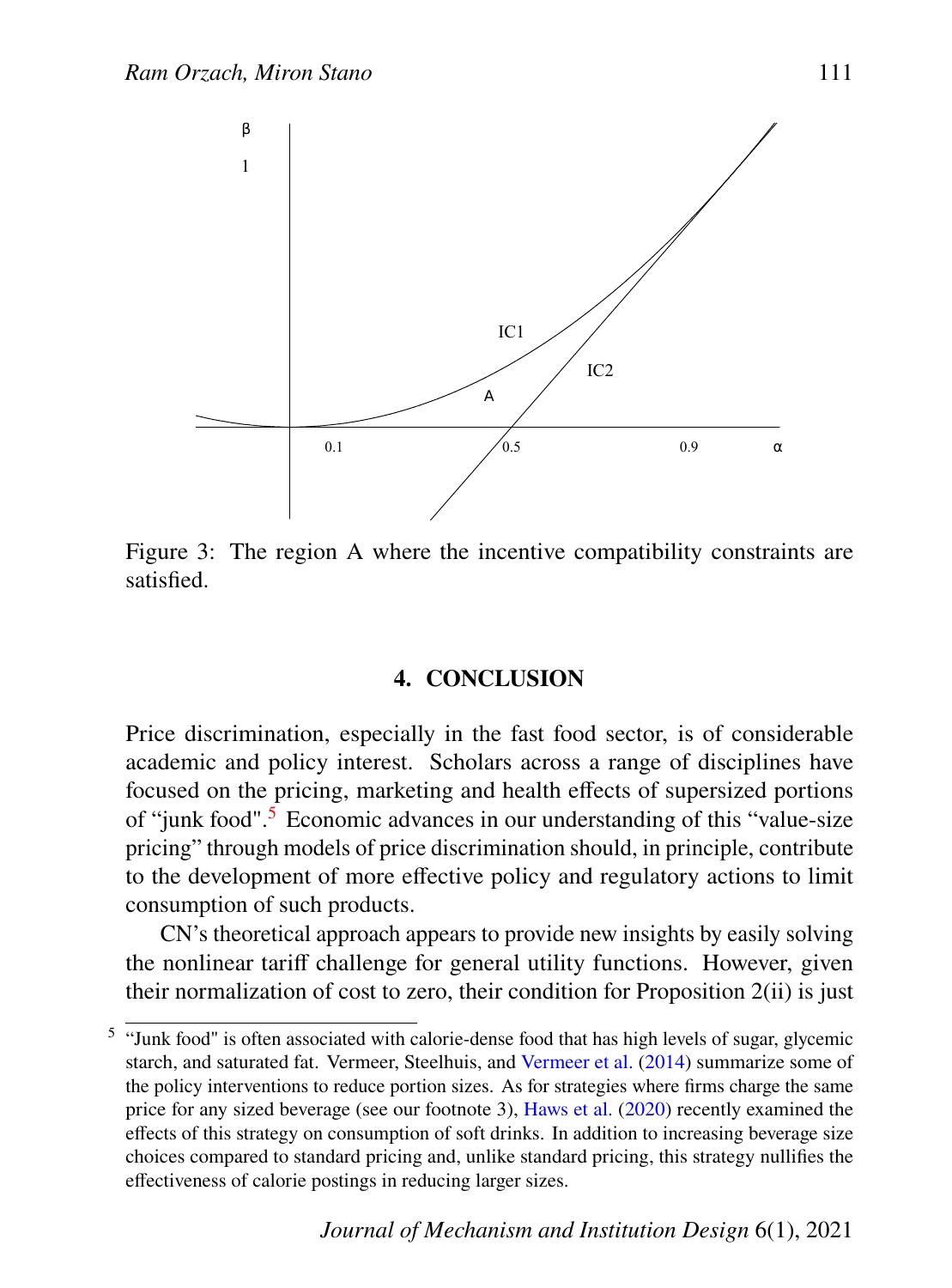β

1

IC1

IC2

A

0.1

0.5

0.9

α

Figure 3: The region A where the incentive compatibility constraints are satisfied.

## 4. CONCLUSION

Price discrimination, especially in the fast food sector, is of considerable academic and policy interest. Scholars across a range of disciplines have focused on the pricing, marketing and health effects of supersized portions of "junk food".[5] Economic advances in our understanding of this "value-size pricing" through models of price discrimination should, in principle, contribute to the development of more effective policy and regulatory actions to limit consumption of such products.

CN's theoretical approach appears to provide new insights by easily solving the nonlinear tariff challenge for general utility functions. However, given their normalization of cost to zero, their condition for Proposition 2(ii) is just

[5] "Junk food" is often associated with calorie-dense food that has high levels of sugar, glycemic starch, and saturated fat. Vermeer, Steelhuis, and Vermeer et al. (2014) summarize some of the policy interventions to reduce portion sizes. As for strategies where firms charge the same price for any sized beverage (see our footnote 3), Haws et al. (2020) recently examined the effects of this strategy on consumption of soft drinks. In addition to increasing beverage size choices compared to standard pricing and, unlike standard pricing, this strategy nullifies the effectiveness of calorie postings in reducing larger sizes.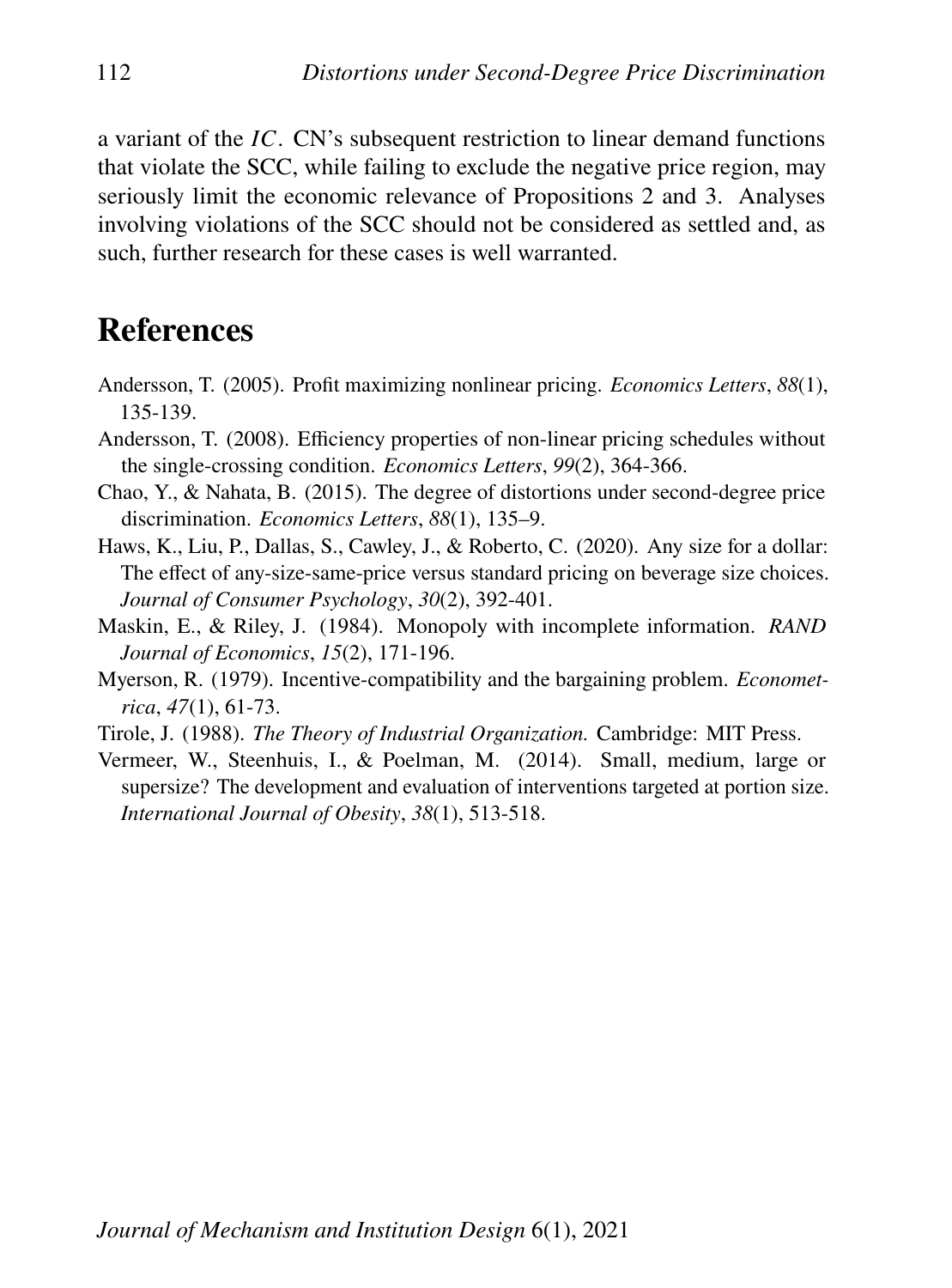a variant of the $IC$. CN's subsequent restriction to linear demand functions that violate the SCC, while failing to exclude the negative price region, may seriously limit the economic relevance of Propositions 2 and 3. Analyses involving violations of the SCC should not be considered as settled and, as such, further research for these cases is well warranted.

## References

Andersson, T. (2005). Profit maximizing nonlinear pricing. *Economics Letters*, *88*(1), 135-139.

Andersson, T. (2008). Efficiency properties of non-linear pricing schedules without the single-crossing condition. *Economics Letters*, *99*(2), 364-366.

Chao, Y., & Nahata, B. (2015). The degree of distortions under second-degree price discrimination. *Economics Letters*, *88*(1), 135–9.

Haws, K., Liu, P., Dallas, S., Cawley, J., & Roberto, C. (2020). Any size for a dollar: The effect of any-size-same-price versus standard pricing on beverage size choices. *Journal of Consumer Psychology*, *30*(2), 392-401.

Maskin, E., & Riley, J. (1984). Monopoly with incomplete information. *RAND Journal of Economics*, *15*(2), 171-196.

Myerson, R. (1979). Incentive-compatibility and the bargaining problem. *Econometrica*, *47*(1), 61-73.

Tirole, J. (1988). *The Theory of Industrial Organization.* Cambridge: MIT Press.

Vermeer, W., Steenhuis, I., & Poelman, M. (2014). Small, medium, large or supersize? The development and evaluation of interventions targeted at portion size. *International Journal of Obesity*, *38*(1), 513-518.